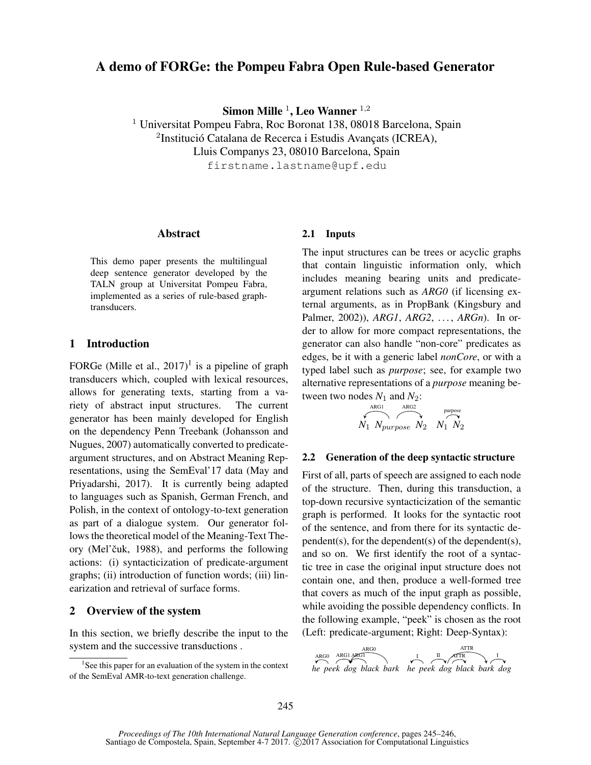# A demo of FORGe: the Pompeu Fabra Open Rule-based Generator

**Simon Mille** [1], **Leo Wanner** [1,2]

[1] Universitat Pompeu Fabra, Roc Boronat 138, 08018 Barcelona, Spain
[2] Institució Catalana de Recerca i Estudis Avançats (ICREA), Lluis Companys 23, 08010 Barcelona, Spain
firstname.lastname@upf.edu

## Abstract

This demo paper presents the multilingual deep sentence generator developed by the TALN group at Universitat Pompeu Fabra, implemented as a series of rule-based graph-transducers.

## 1 Introduction

FORGe (Mille et al., 2017)[1] is a pipeline of graph transducers which, coupled with lexical resources, allows for generating texts, starting from a variety of abstract input structures. The current generator has been mainly developed for English on the dependency Penn Treebank (Johansson and Nugues, 2007) automatically converted to predicate-argument structures, and on Abstract Meaning Representations, using the SemEval'17 data (May and Priyadarshi, 2017). It is currently being adapted to languages such as Spanish, German French, and Polish, in the context of ontology-to-text generation as part of a dialogue system. Our generator follows the theoretical model of the Meaning-Text Theory (Mel'čuk, 1988), and performs the following actions: (i) syntacticization of predicate-argument graphs; (ii) introduction of function words; (iii) linearization and retrieval of surface forms.

## 2 Overview of the system

In this section, we briefly describe the input to the system and the successive transductions .

### 2.1 Inputs

The input structures can be trees or acyclic graphs that contain linguistic information only, which includes meaning bearing units and predicate-argument relations such as *ARG0* (if licensing external arguments, as in PropBank (Kingsbury and Palmer, 2002)), *ARG1*, *ARG2*, ..., *ARGn*). In order to allow for more compact representations, the generator can also handle "non-core" predicates as edges, be it with a generic label *nonCore*, or with a typed label such as *purpose*; see, for example two alternative representations of a *purpose* meaning between two nodes $N_1$ and $N_2$:

$N_1 \xleftarrow{ARG1} N_{purpose} \xrightarrow{ARG2} N_2 \quad N_1 \xrightarrow{purpose} N_2$

### 2.2 Generation of the deep syntactic structure

First of all, parts of speech are assigned to each node of the structure. Then, during this transduction, a top-down recursive syntacticization of the semantic graph is performed. It looks for the syntactic root of the sentence, and from there for its syntactic dependent(s), for the dependent(s) of the dependent(s), and so on. We first identify the root of a syntactic tree in case the original input structure does not contain one, and then, produce a well-formed tree that covers as much of the input graph as possible, while avoiding the possible dependency conflicts. In the following example, "peek" is chosen as the root (Left: predicate-argument; Right: Deep-Syntax):

*he peek dog black bark* (ARG0, ARG1, ARG1, ARG0) — *he peek dog black bark dog* (I, II, ATTR, ATTR, I)

[1] See this paper for an evaluation of the system in the context of the SemEval AMR-to-text generation challenge.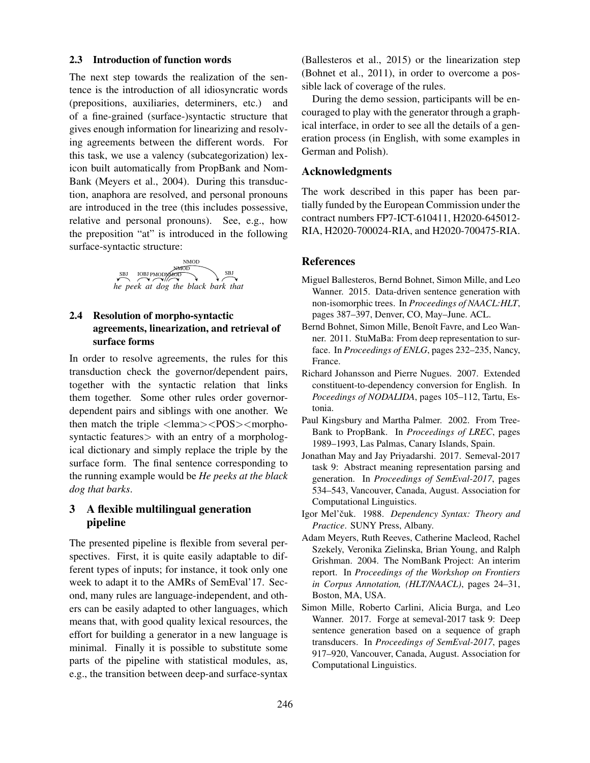### 2.3 Introduction of function words

The next step towards the realization of the sentence is the introduction of all idiosyncratic words (prepositions, auxiliaries, determiners, etc.) and of a fine-grained (surface-)syntactic structure that gives enough information for linearizing and resolving agreements between the different words. For this task, we use a valency (subcategorization) lexicon built automatically from PropBank and NomBank (Meyers et al., 2004). During this transduction, anaphora are resolved, and personal pronouns are introduced in the tree (this includes possessive, relative and personal pronouns). See, e.g., how the preposition "at" is introduced in the following surface-syntactic structure:

NMOD
NMOD
SBJ IOBJ PMOD NMOD SBJ
*he peek at dog the black bark that*

### 2.4 Resolution of morpho-syntactic agreements, linearization, and retrieval of surface forms

In order to resolve agreements, the rules for this transduction check the governor/dependent pairs, together with the syntactic relation that links them together. Some other rules order governor-dependent pairs and siblings with one another. We then match the triple <lemma><POS><morpho-syntactic features> with an entry of a morphological dictionary and simply replace the triple by the surface form. The final sentence corresponding to the running example would be *He peeks at the black dog that barks*.

## 3 A flexible multilingual generation pipeline

The presented pipeline is flexible from several perspectives. First, it is quite easily adaptable to different types of inputs; for instance, it took only one week to adapt it to the AMRs of SemEval'17. Second, many rules are language-independent, and others can be easily adapted to other languages, which means that, with good quality lexical resources, the effort for building a generator in a new language is minimal. Finally it is possible to substitute some parts of the pipeline with statistical modules, as, e.g., the transition between deep-and surface-syntax (Ballesteros et al., 2015) or the linearization step (Bohnet et al., 2011), in order to overcome a possible lack of coverage of the rules.

During the demo session, participants will be encouraged to play with the generator through a graphical interface, in order to see all the details of a generation process (in English, with some examples in German and Polish).

## Acknowledgments

The work described in this paper has been partially funded by the European Commission under the contract numbers FP7-ICT-610411, H2020-645012-RIA, H2020-700024-RIA, and H2020-700475-RIA.

## References

Miguel Ballesteros, Bernd Bohnet, Simon Mille, and Leo Wanner. 2015. Data-driven sentence generation with non-isomorphic trees. In *Proceedings of NAACL:HLT*, pages 387–397, Denver, CO, May–June. ACL.

Bernd Bohnet, Simon Mille, Benoît Favre, and Leo Wanner. 2011. StuMaBa: From deep representation to surface. In *Proceedings of ENLG*, pages 232–235, Nancy, France.

Richard Johansson and Pierre Nugues. 2007. Extended constituent-to-dependency conversion for English. In *Poceedings of NODALIDA*, pages 105–112, Tartu, Estonia.

Paul Kingsbury and Martha Palmer. 2002. From TreeBank to PropBank. In *Proceedings of LREC*, pages 1989–1993, Las Palmas, Canary Islands, Spain.

Jonathan May and Jay Priyadarshi. 2017. Semeval-2017 task 9: Abstract meaning representation parsing and generation. In *Proceedings of SemEval-2017*, pages 534–543, Vancouver, Canada, August. Association for Computational Linguistics.

Igor Mel'čuk. 1988. *Dependency Syntax: Theory and Practice*. SUNY Press, Albany.

Adam Meyers, Ruth Reeves, Catherine Macleod, Rachel Szekely, Veronika Zielinska, Brian Young, and Ralph Grishman. 2004. The NomBank Project: An interim report. In *Proceedings of the Workshop on Frontiers in Corpus Annotation, (HLT/NAACL)*, pages 24–31, Boston, MA, USA.

Simon Mille, Roberto Carlini, Alicia Burga, and Leo Wanner. 2017. Forge at semeval-2017 task 9: Deep sentence generation based on a sequence of graph transducers. In *Proceedings of SemEval-2017*, pages 917–920, Vancouver, Canada, August. Association for Computational Linguistics.